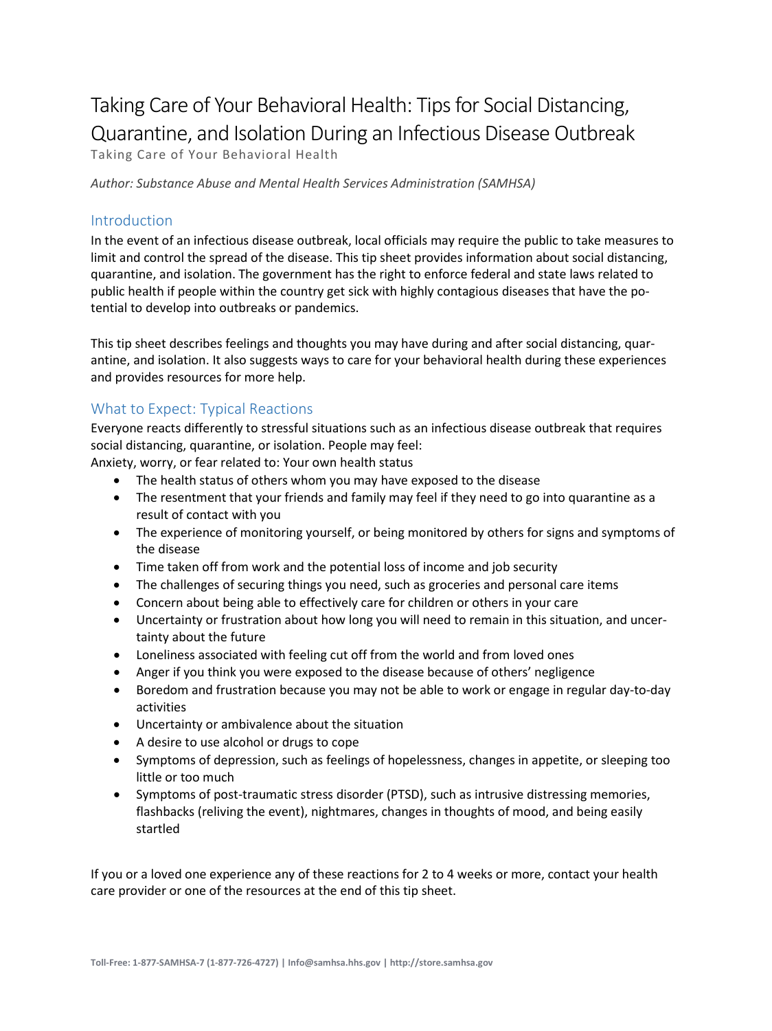# Taking Care of Your Behavioral Health: Tips for Social Distancing, Quarantine, and Isolation During an Infectious Disease Outbreak

Taking Care of Your Behavioral Health

*Author: Substance Abuse and Mental Health Services Administration (SAMHSA)*

## Introduction

In the event of an infectious disease outbreak, local officials may require the public to take measures to limit and control the spread of the disease. This tip sheet provides information about social distancing, quarantine, and isolation. The government has the right to enforce federal and state laws related to public health if people within the country get sick with highly contagious diseases that have the potential to develop into outbreaks or pandemics.

This tip sheet describes feelings and thoughts you may have during and after social distancing, quarantine, and isolation. It also suggests ways to care for your behavioral health during these experiences and provides resources for more help.

## What to Expect: Typical Reactions

Everyone reacts differently to stressful situations such as an infectious disease outbreak that requires social distancing, quarantine, or isolation. People may feel:

Anxiety, worry, or fear related to: Your own health status

- The health status of others whom you may have exposed to the disease
- The resentment that your friends and family may feel if they need to go into quarantine as a result of contact with you
- The experience of monitoring yourself, or being monitored by others for signs and symptoms of the disease
- Time taken off from work and the potential loss of income and job security
- The challenges of securing things you need, such as groceries and personal care items
- Concern about being able to effectively care for children or others in your care
- Uncertainty or frustration about how long you will need to remain in this situation, and uncertainty about the future
- Loneliness associated with feeling cut off from the world and from loved ones
- Anger if you think you were exposed to the disease because of others' negligence
- Boredom and frustration because you may not be able to work or engage in regular day-to-day activities
- Uncertainty or ambivalence about the situation
- A desire to use alcohol or drugs to cope
- Symptoms of depression, such as feelings of hopelessness, changes in appetite, or sleeping too little or too much
- Symptoms of post-traumatic stress disorder (PTSD), such as intrusive distressing memories, flashbacks (reliving the event), nightmares, changes in thoughts of mood, and being easily startled

If you or a loved one experience any of these reactions for 2 to 4 weeks or more, contact your health care provider or one of the resources at the end of this tip sheet.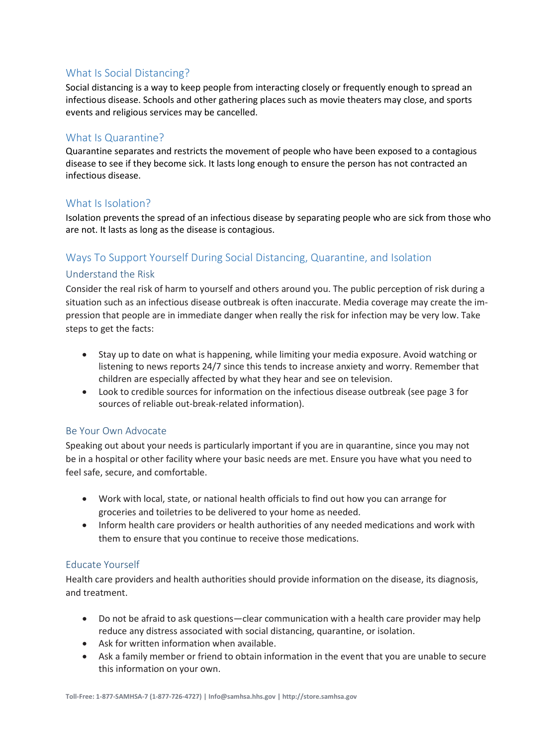## What Is Social Distancing?

Social distancing is a way to keep people from interacting closely or frequently enough to spread an infectious disease. Schools and other gathering places such as movie theaters may close, and sports events and religious services may be cancelled.

## What Is Quarantine?

Quarantine separates and restricts the movement of people who have been exposed to a contagious disease to see if they become sick. It lasts long enough to ensure the person has not contracted an infectious disease.

## What Is Isolation?

Isolation prevents the spread of an infectious disease by separating people who are sick from those who are not. It lasts as long as the disease is contagious.

## Ways To Support Yourself During Social Distancing, Quarantine, and Isolation

### Understand the Risk

Consider the real risk of harm to yourself and others around you. The public perception of risk during a situation such as an infectious disease outbreak is often inaccurate. Media coverage may create the impression that people are in immediate danger when really the risk for infection may be very low. Take steps to get the facts:

- Stay up to date on what is happening, while limiting your media exposure. Avoid watching or listening to news reports 24/7 since this tends to increase anxiety and worry. Remember that children are especially affected by what they hear and see on television.
- Look to credible sources for information on the infectious disease outbreak (see page 3 for sources of reliable out-break-related information).

### Be Your Own Advocate

Speaking out about your needs is particularly important if you are in quarantine, since you may not be in a hospital or other facility where your basic needs are met. Ensure you have what you need to feel safe, secure, and comfortable.

- Work with local, state, or national health officials to find out how you can arrange for groceries and toiletries to be delivered to your home as needed.
- Inform health care providers or health authorities of any needed medications and work with them to ensure that you continue to receive those medications.

### Educate Yourself

Health care providers and health authorities should provide information on the disease, its diagnosis, and treatment.

- Do not be afraid to ask questions—clear communication with a health care provider may help reduce any distress associated with social distancing, quarantine, or isolation.
- Ask for written information when available.
- Ask a family member or friend to obtain information in the event that you are unable to secure this information on your own.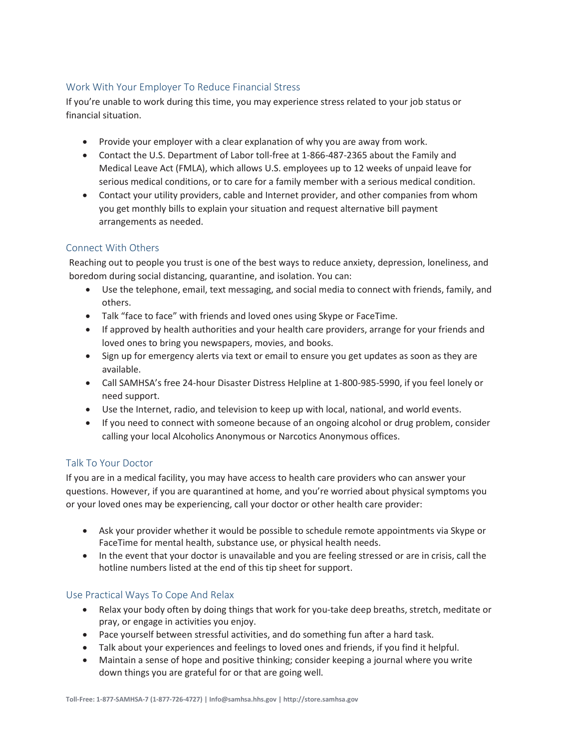## Work With Your Employer To Reduce Financial Stress

If you're unable to work during this time, you may experience stress related to your job status or financial situation.

- Provide your employer with a clear explanation of why you are away from work.
- Contact the U.S. Department of Labor toll-free at 1-866-487-2365 about the Family and Medical Leave Act (FMLA), which allows U.S. employees up to 12 weeks of unpaid leave for serious medical conditions, or to care for a family member with a serious medical condition.
- Contact your utility providers, cable and Internet provider, and other companies from whom you get monthly bills to explain your situation and request alternative bill payment arrangements as needed.

## Connect With Others

Reaching out to people you trust is one of the best ways to reduce anxiety, depression, loneliness, and boredom during social distancing, quarantine, and isolation. You can:

- Use the telephone, email, text messaging, and social media to connect with friends, family, and others.
- Talk "face to face" with friends and loved ones using Skype or FaceTime.
- If approved by health authorities and your health care providers, arrange for your friends and loved ones to bring you newspapers, movies, and books.
- Sign up for emergency alerts via text or email to ensure you get updates as soon as they are available.
- Call SAMHSA's free 24-hour Disaster Distress Helpline at 1-800-985-5990, if you feel lonely or need support.
- Use the Internet, radio, and television to keep up with local, national, and world events.
- If you need to connect with someone because of an ongoing alcohol or drug problem, consider calling your local Alcoholics Anonymous or Narcotics Anonymous offices.

## Talk To Your Doctor

If you are in a medical facility, you may have access to health care providers who can answer your questions. However, if you are quarantined at home, and you're worried about physical symptoms you or your loved ones may be experiencing, call your doctor or other health care provider:

- Ask your provider whether it would be possible to schedule remote appointments via Skype or FaceTime for mental health, substance use, or physical health needs.
- In the event that your doctor is unavailable and you are feeling stressed or are in crisis, call the hotline numbers listed at the end of this tip sheet for support.

## Use Practical Ways To Cope And Relax

- Relax your body often by doing things that work for you-take deep breaths, stretch, meditate or pray, or engage in activities you enjoy.
- Pace yourself between stressful activities, and do something fun after a hard task.
- Talk about your experiences and feelings to loved ones and friends, if you find it helpful.
- Maintain a sense of hope and positive thinking; consider keeping a journal where you write down things you are grateful for or that are going well.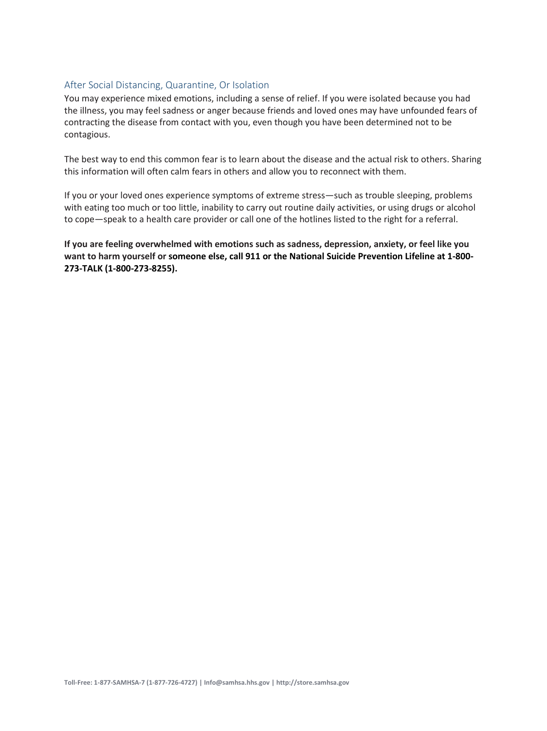## After Social Distancing, Quarantine, Or Isolation

You may experience mixed emotions, including a sense of relief. If you were isolated because you had the illness, you may feel sadness or anger because friends and loved ones may have unfounded fears of contracting the disease from contact with you, even though you have been determined not to be contagious.

The best way to end this common fear is to learn about the disease and the actual risk to others. Sharing this information will often calm fears in others and allow you to reconnect with them.

If you or your loved ones experience symptoms of extreme stress—such as trouble sleeping, problems with eating too much or too little, inability to carry out routine daily activities, or using drugs or alcohol to cope—speak to a health care provider or call one of the hotlines listed to the right for a referral.

**If you are feeling overwhelmed with emotions such as sadness, depression, anxiety, or feel like you want to harm yourself or someone else, call 911 or the National Suicide Prevention Lifeline at 1-800-273-TALK (1-800-273-8255).**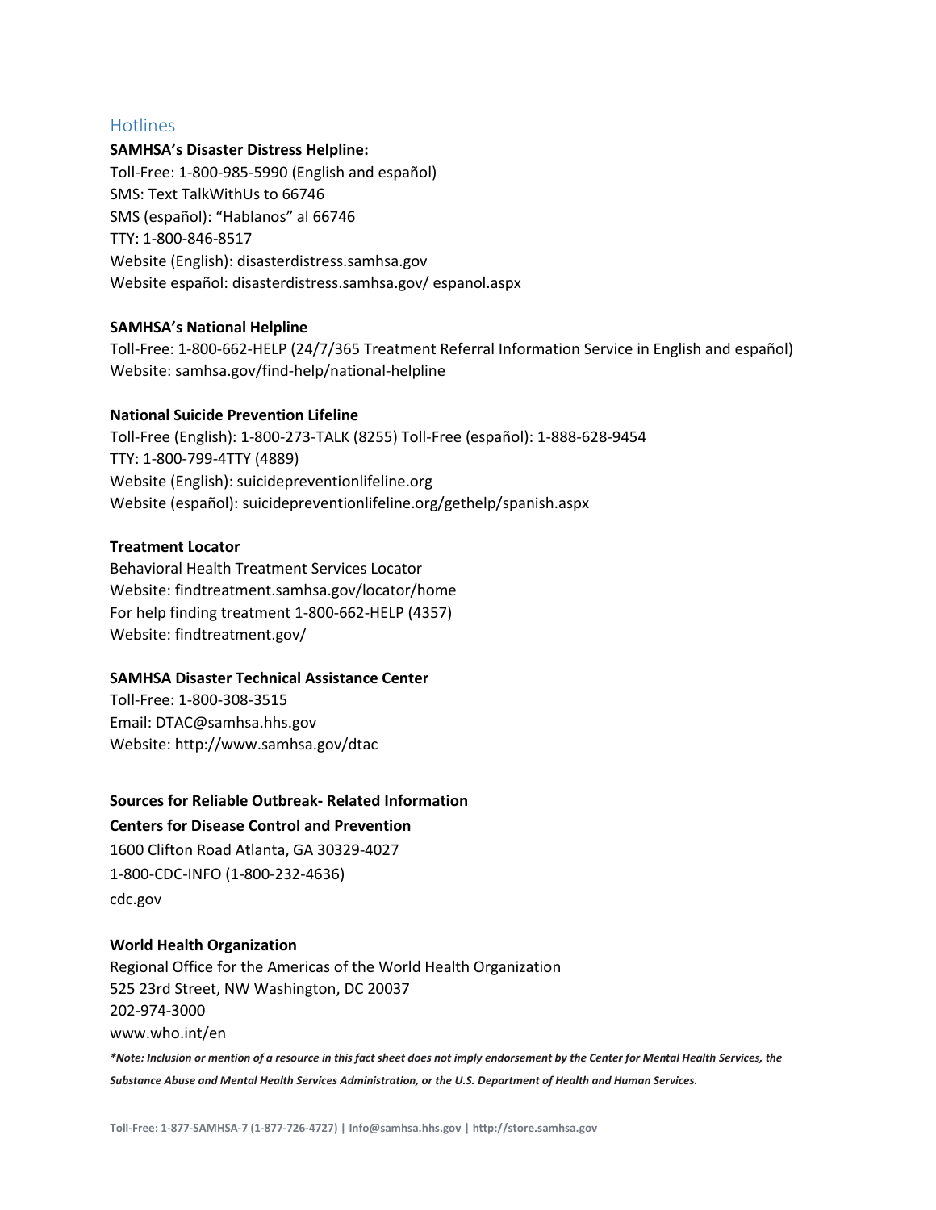## Hotlines

**SAMHSA's Disaster Distress Helpline:**
Toll-Free: 1-800-985-5990 (English and español)
SMS: Text TalkWithUs to 66746
SMS (español): "Hablanos" al 66746
TTY: 1-800-846-8517
Website (English): disasterdistress.samhsa.gov
Website español: disasterdistress.samhsa.gov/ espanol.aspx

**SAMHSA's National Helpline**
Toll-Free: 1-800-662-HELP (24/7/365 Treatment Referral Information Service in English and español)
Website: samhsa.gov/find-help/national-helpline

**National Suicide Prevention Lifeline**
Toll-Free (English): 1-800-273-TALK (8255) Toll-Free (español): 1-888-628-9454
TTY: 1-800-799-4TTY (4889)
Website (English): suicidepreventionlifeline.org
Website (español): suicidepreventionlifeline.org/gethelp/spanish.aspx

**Treatment Locator**
Behavioral Health Treatment Services Locator
Website: findtreatment.samhsa.gov/locator/home
For help finding treatment 1-800-662-HELP (4357)
Website: findtreatment.gov/

**SAMHSA Disaster Technical Assistance Center**
Toll-Free: 1-800-308-3515
Email: DTAC@samhsa.hhs.gov
Website: http://www.samhsa.gov/dtac

**Sources for Reliable Outbreak- Related Information**

**Centers for Disease Control and Prevention**
1600 Clifton Road Atlanta, GA 30329-4027
1-800-CDC-INFO (1-800-232-4636)
cdc.gov

**World Health Organization**
Regional Office for the Americas of the World Health Organization
525 23rd Street, NW Washington, DC 20037
202-974-3000
www.who.int/en

***Note: Inclusion or mention of a resource in this fact sheet does not imply endorsement by the Center for Mental Health Services, the Substance Abuse and Mental Health Services Administration, or the U.S. Department of Health and Human Services.***

Toll-Free: 1-877-SAMHSA-7 (1-877-726-4727) | Info@samhsa.hhs.gov | http://store.samhsa.gov